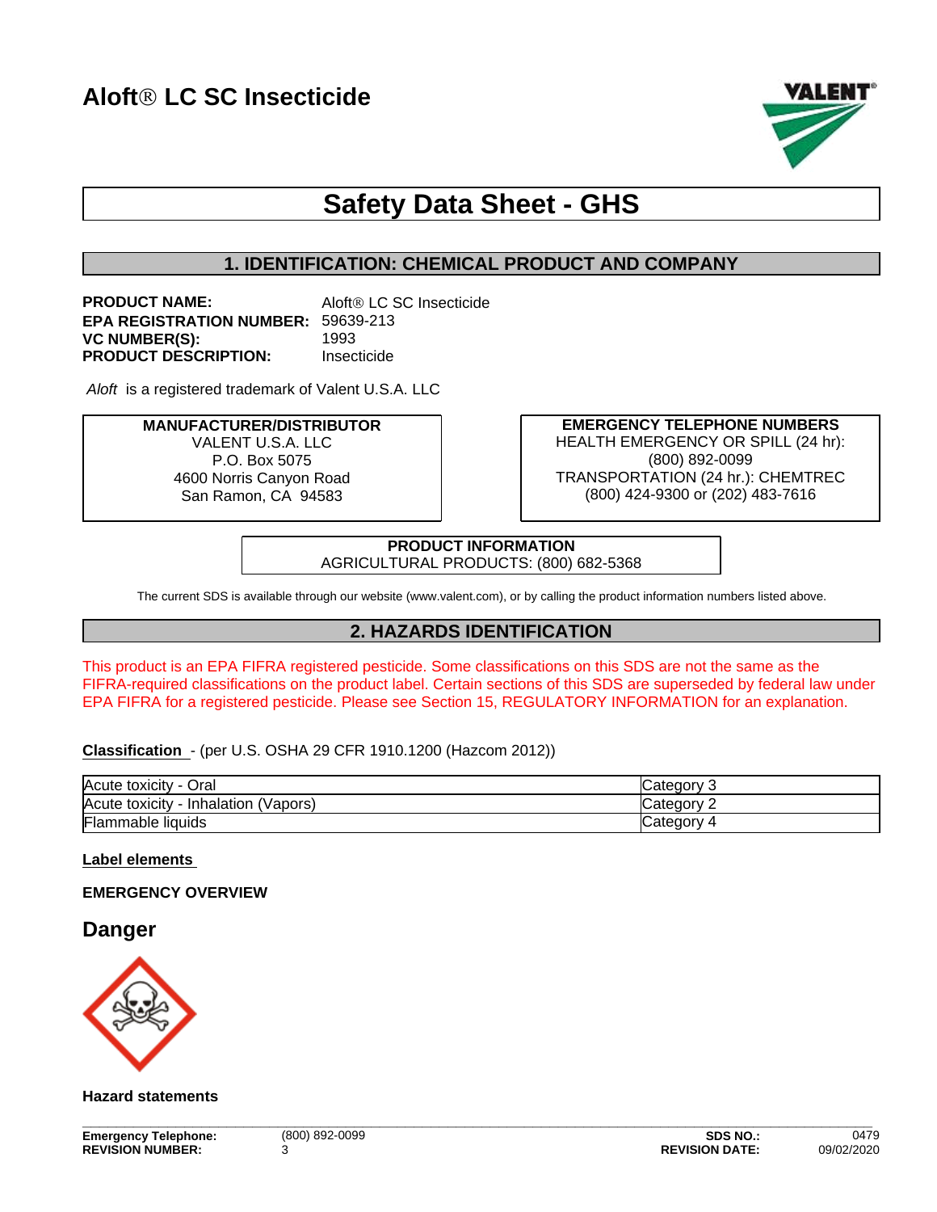# Aloft® LC SC Insecticide

## Safety Data Sheet - GHS

### 1. IDENTIFICATION: CHEMICAL PRODUCT AND COMPANY

**PRODUCT NAME:** Aloft® LC SC Insecticide
**EPA REGISTRATION NUMBER:** 59639-213
**VC NUMBER(S):** 1993
**PRODUCT DESCRIPTION:** Insecticide

*Aloft* is a registered trademark of Valent U.S.A. LLC

**MANUFACTURER/DISTRIBUTOR**
VALENT U.S.A. LLC
P.O. Box 5075
4600 Norris Canyon Road
San Ramon, CA 94583

**EMERGENCY TELEPHONE NUMBERS**
HEALTH EMERGENCY OR SPILL (24 hr):
(800) 892-0099
TRANSPORTATION (24 hr.): CHEMTREC
(800) 424-9300 or (202) 483-7616

**PRODUCT INFORMATION**
AGRICULTURAL PRODUCTS: (800) 682-5368

The current SDS is available through our website (www.valent.com), or by calling the product information numbers listed above.

### 2. HAZARDS IDENTIFICATION

This product is an EPA FIFRA registered pesticide. Some classifications on this SDS are not the same as the FIFRA-required classifications on the product label. Certain sections of this SDS are superseded by federal law under EPA FIFRA for a registered pesticide. Please see Section 15, REGULATORY INFORMATION for an explanation.

**Classification** - (per U.S. OSHA 29 CFR 1910.1200 (Hazcom 2012))

| Hazard | Category |
|---|---|
| Acute toxicity - Oral | Category 3 |
| Acute toxicity - Inhalation (Vapors) | Category 2 |
| Flammable liquids | Category 4 |

**Label elements**

**EMERGENCY OVERVIEW**

## Danger

**Hazard statements**

**Emergency Telephone:** (800) 892-0099
**REVISION NUMBER:** 3
**SDS NO.:** 0479
**REVISION DATE:** 09/02/2020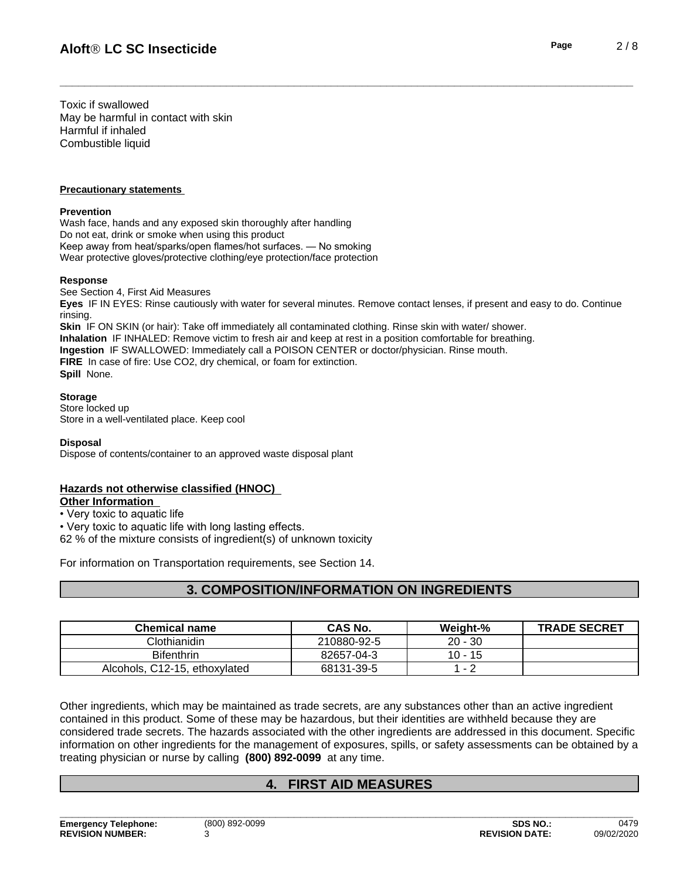Toxic if swallowed
May be harmful in contact with skin
Harmful if inhaled
Combustible liquid

**Precautionary statements**

**Prevention**
Wash face, hands and any exposed skin thoroughly after handling
Do not eat, drink or smoke when using this product
Keep away from heat/sparks/open flames/hot surfaces. — No smoking
Wear protective gloves/protective clothing/eye protection/face protection

**Response**
See Section 4, First Aid Measures
**Eyes** IF IN EYES: Rinse cautiously with water for several minutes. Remove contact lenses, if present and easy to do. Continue rinsing.
**Skin** IF ON SKIN (or hair): Take off immediately all contaminated clothing. Rinse skin with water/ shower.
**Inhalation** IF INHALED: Remove victim to fresh air and keep at rest in a position comfortable for breathing.
**Ingestion** IF SWALLOWED: Immediately call a POISON CENTER or doctor/physician. Rinse mouth.
**FIRE** In case of fire: Use CO2, dry chemical, or foam for extinction.
**Spill** None.

**Storage**
Store locked up
Store in a well-ventilated place. Keep cool

**Disposal**
Dispose of contents/container to an approved waste disposal plant

**Hazards not otherwise classified (HNOC)**
**Other Information**
- Very toxic to aquatic life
- Very toxic to aquatic life with long lasting effects.

62 % of the mixture consists of ingredient(s) of unknown toxicity

For information on Transportation requirements, see Section 14.

## 3. COMPOSITION/INFORMATION ON INGREDIENTS

| Chemical name | CAS No. | Weight-% | TRADE SECRET |
|---|---|---|---|
| Clothianidin | 210880-92-5 | 20 - 30 | |
| Bifenthrin | 82657-04-3 | 10 - 15 | |
| Alcohols, C12-15, ethoxylated | 68131-39-5 | 1 - 2 | |

Other ingredients, which may be maintained as trade secrets, are any substances other than an active ingredient contained in this product. Some of these may be hazardous, but their identities are withheld because they are considered trade secrets. The hazards associated with the other ingredients are addressed in this document. Specific information on other ingredients for the management of exposures, spills, or safety assessments can be obtained by a treating physician or nurse by calling **(800) 892-0099** at any time.

## 4. FIRST AID MEASURES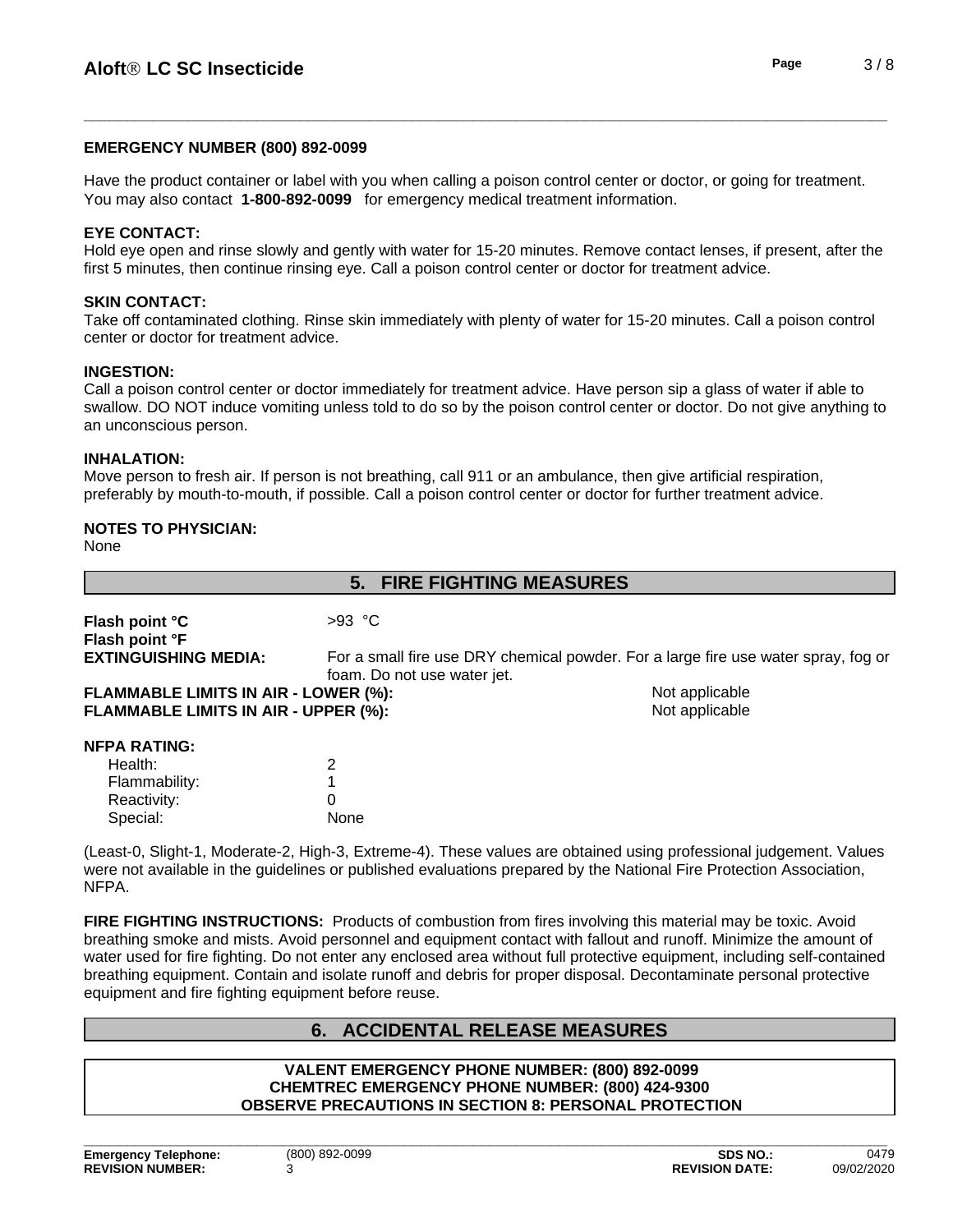**EMERGENCY NUMBER (800) 892-0099**

Have the product container or label with you when calling a poison control center or doctor, or going for treatment. You may also contact **1-800-892-0099** for emergency medical treatment information.

**EYE CONTACT:**
Hold eye open and rinse slowly and gently with water for 15-20 minutes. Remove contact lenses, if present, after the first 5 minutes, then continue rinsing eye. Call a poison control center or doctor for treatment advice.

**SKIN CONTACT:**
Take off contaminated clothing. Rinse skin immediately with plenty of water for 15-20 minutes. Call a poison control center or doctor for treatment advice.

**INGESTION:**
Call a poison control center or doctor immediately for treatment advice. Have person sip a glass of water if able to swallow. DO NOT induce vomiting unless told to do so by the poison control center or doctor. Do not give anything to an unconscious person.

**INHALATION:**
Move person to fresh air. If person is not breathing, call 911 or an ambulance, then give artificial respiration, preferably by mouth-to-mouth, if possible. Call a poison control center or doctor for further treatment advice.

**NOTES TO PHYSICIAN:**
None

## 5. FIRE FIGHTING MEASURES

**Flash point °C** >93 °C
**Flash point °F**
**EXTINGUISHING MEDIA:** For a small fire use DRY chemical powder. For a large fire use water spray, fog or foam. Do not use water jet.
**FLAMMABLE LIMITS IN AIR - LOWER (%):** Not applicable
**FLAMMABLE LIMITS IN AIR - UPPER (%):** Not applicable

**NFPA RATING:**

| | |
|---|---|
| Health: | 2 |
| Flammability: | 1 |
| Reactivity: | 0 |
| Special: | None |

(Least-0, Slight-1, Moderate-2, High-3, Extreme-4). These values are obtained using professional judgement. Values were not available in the guidelines or published evaluations prepared by the National Fire Protection Association, NFPA.

**FIRE FIGHTING INSTRUCTIONS:** Products of combustion from fires involving this material may be toxic. Avoid breathing smoke and mists. Avoid personnel and equipment contact with fallout and runoff. Minimize the amount of water used for fire fighting. Do not enter any enclosed area without full protective equipment, including self-contained breathing equipment. Contain and isolate runoff and debris for proper disposal. Decontaminate personal protective equipment and fire fighting equipment before reuse.

## 6. ACCIDENTAL RELEASE MEASURES

**VALENT EMERGENCY PHONE NUMBER: (800) 892-0099**
**CHEMTREC EMERGENCY PHONE NUMBER: (800) 424-9300**
**OBSERVE PRECAUTIONS IN SECTION 8: PERSONAL PROTECTION**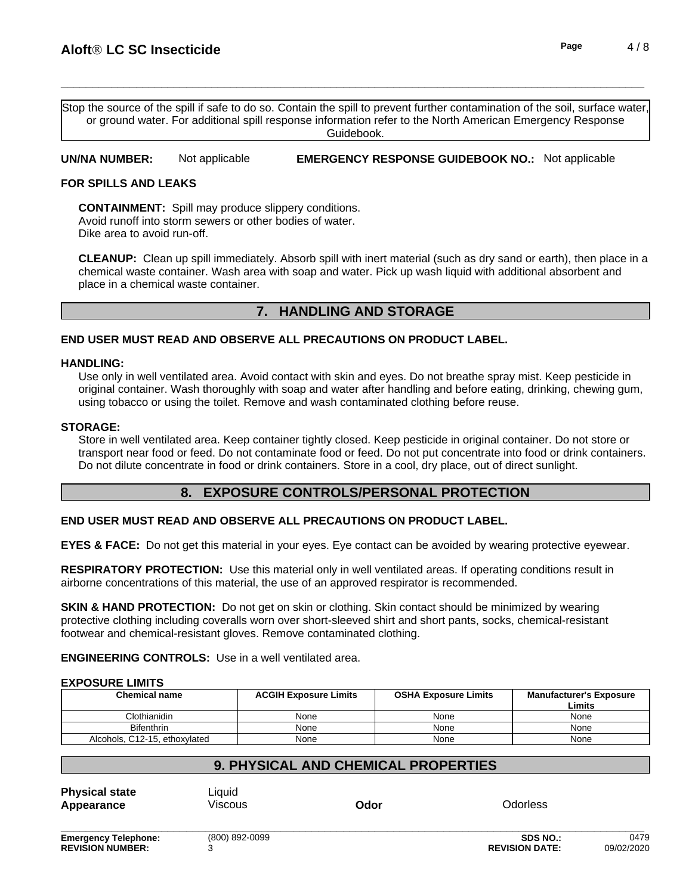Stop the source of the spill if safe to do so. Contain the spill to prevent further contamination of the soil, surface water, or ground water. For additional spill response information refer to the North American Emergency Response Guidebook.

**UN/NA NUMBER:** Not applicable **EMERGENCY RESPONSE GUIDEBOOK NO.:** Not applicable

**FOR SPILLS AND LEAKS**

**CONTAINMENT:** Spill may produce slippery conditions.
Avoid runoff into storm sewers or other bodies of water.
Dike area to avoid run-off.

**CLEANUP:** Clean up spill immediately. Absorb spill with inert material (such as dry sand or earth), then place in a chemical waste container. Wash area with soap and water. Pick up wash liquid with additional absorbent and place in a chemical waste container.

## 7. HANDLING AND STORAGE

**END USER MUST READ AND OBSERVE ALL PRECAUTIONS ON PRODUCT LABEL.**

**HANDLING:**

Use only in well ventilated area. Avoid contact with skin and eyes. Do not breathe spray mist. Keep pesticide in original container. Wash thoroughly with soap and water after handling and before eating, drinking, chewing gum, using tobacco or using the toilet. Remove and wash contaminated clothing before reuse.

**STORAGE:**

Store in well ventilated area. Keep container tightly closed. Keep pesticide in original container. Do not store or transport near food or feed. Do not contaminate food or feed. Do not put concentrate into food or drink containers. Do not dilute concentrate in food or drink containers. Store in a cool, dry place, out of direct sunlight.

## 8. EXPOSURE CONTROLS/PERSONAL PROTECTION

**END USER MUST READ AND OBSERVE ALL PRECAUTIONS ON PRODUCT LABEL.**

**EYES & FACE:** Do not get this material in your eyes. Eye contact can be avoided by wearing protective eyewear.

**RESPIRATORY PROTECTION:** Use this material only in well ventilated areas. If operating conditions result in airborne concentrations of this material, the use of an approved respirator is recommended.

**SKIN & HAND PROTECTION:** Do not get on skin or clothing. Skin contact should be minimized by wearing protective clothing including coveralls worn over short-sleeved shirt and short pants, socks, chemical-resistant footwear and chemical-resistant gloves. Remove contaminated clothing.

**ENGINEERING CONTROLS:** Use in a well ventilated area.

**EXPOSURE LIMITS**

| Chemical name | ACGIH Exposure Limits | OSHA Exposure Limits | Manufacturer's Exposure Limits |
|---|---|---|---|
| Clothianidin | None | None | None |
| Bifenthrin | None | None | None |
| Alcohols, C12-15, ethoxylated | None | None | None |

## 9. PHYSICAL AND CHEMICAL PROPERTIES

**Physical state** Liquid
**Appearance** Viscous **Odor** Odorless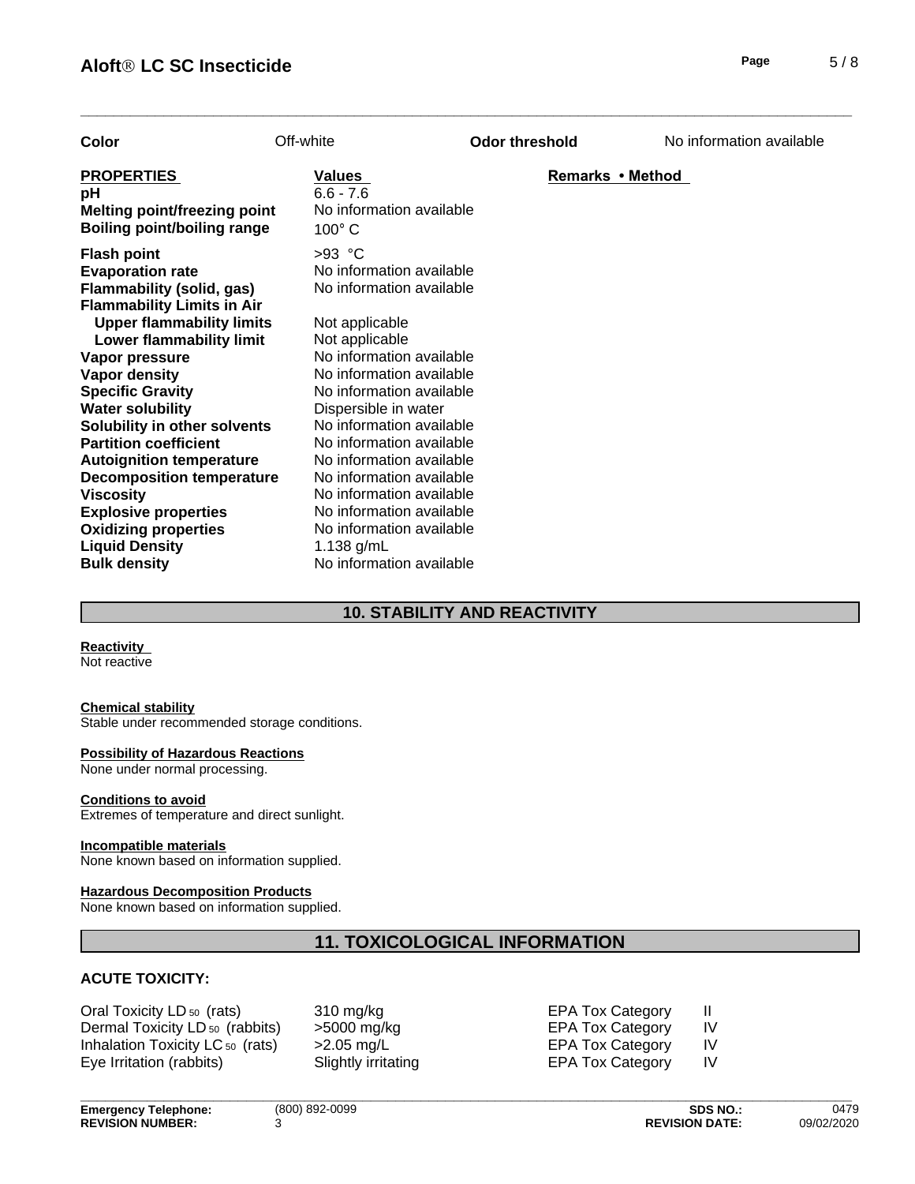| Color | Off-white | Odor threshold | No information available |
|---|---|---|---|

| PROPERTIES | Values | Remarks • Method |
|---|---|---|
| **pH** | 6.6 - 7.6 | |
| **Melting point/freezing point** | No information available | |
| **Boiling point/boiling range** | 100° C | |
| **Flash point** | >93 °C | |
| **Evaporation rate** | No information available | |
| **Flammability (solid, gas)** | No information available | |
| **Flammability Limits in Air** | | |
| **Upper flammability limits** | Not applicable | |
| **Lower flammability limit** | Not applicable | |
| **Vapor pressure** | No information available | |
| **Vapor density** | No information available | |
| **Specific Gravity** | No information available | |
| **Water solubility** | Dispersible in water | |
| **Solubility in other solvents** | No information available | |
| **Partition coefficient** | No information available | |
| **Autoignition temperature** | No information available | |
| **Decomposition temperature** | No information available | |
| **Viscosity** | No information available | |
| **Explosive properties** | No information available | |
| **Oxidizing properties** | No information available | |
| **Liquid Density** | 1.138 g/mL | |
| **Bulk density** | No information available | |

## 10. STABILITY AND REACTIVITY

**Reactivity**
Not reactive

**Chemical stability**
Stable under recommended storage conditions.

**Possibility of Hazardous Reactions**
None under normal processing.

**Conditions to avoid**
Extremes of temperature and direct sunlight.

**Incompatible materials**
None known based on information supplied.

**Hazardous Decomposition Products**
None known based on information supplied.

## 11. TOXICOLOGICAL INFORMATION

### ACUTE TOXICITY:

| Test | Value | | Category |
|---|---|---|---|
| Oral Toxicity $LD_{50}$ (rats) | 310 mg/kg | EPA Tox Category | II |
| Dermal Toxicity $LD_{50}$ (rabbits) | >5000 mg/kg | EPA Tox Category | IV |
| Inhalation Toxicity $LC_{50}$ (rats) | >2.05 mg/L | EPA Tox Category | IV |
| Eye Irritation (rabbits) | Slightly irritating | EPA Tox Category | IV |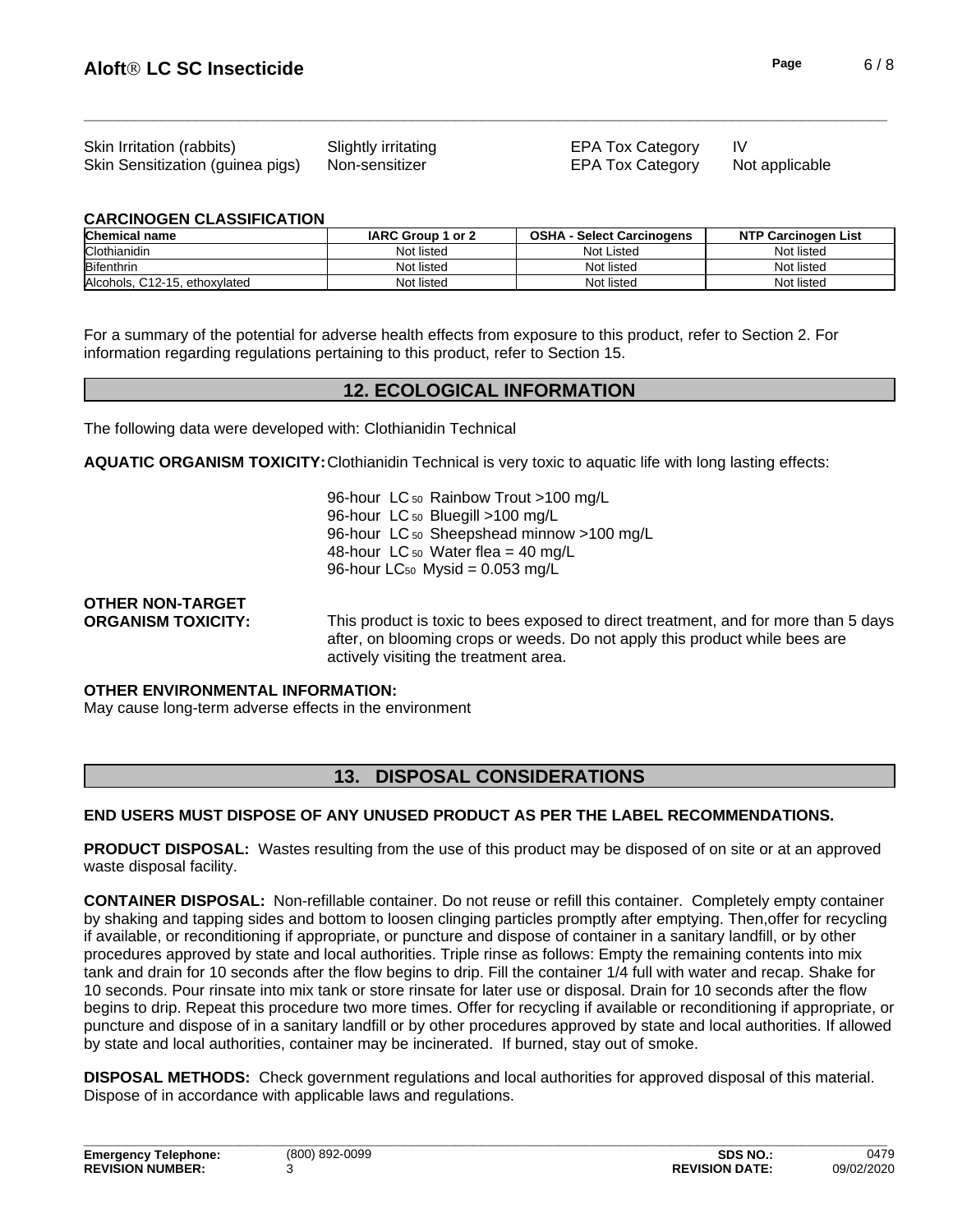| | | | |
|---|---|---|---|
| Skin Irritation (rabbits) | Slightly irritating | EPA Tox Category | IV |
| Skin Sensitization (guinea pigs) | Non-sensitizer | EPA Tox Category | Not applicable |

**CARCINOGEN CLASSIFICATION**

| Chemical name | IARC Group 1 or 2 | OSHA - Select Carcinogens | NTP Carcinogen List |
|---|---|---|---|
| Clothianidin | Not listed | Not Listed | Not listed |
| Bifenthrin | Not listed | Not listed | Not listed |
| Alcohols, C12-15, ethoxylated | Not listed | Not listed | Not listed |

For a summary of the potential for adverse health effects from exposure to this product, refer to Section 2. For information regarding regulations pertaining to this product, refer to Section 15.

## 12. ECOLOGICAL INFORMATION

The following data were developed with: Clothianidin Technical

**AQUATIC ORGANISM TOXICITY:** Clothianidin Technical is very toxic to aquatic life with long lasting effects:

96-hour $LC_{50}$ Rainbow Trout >100 mg/L
96-hour $LC_{50}$ Bluegill >100 mg/L
96-hour $LC_{50}$ Sheepshead minnow >100 mg/L
48-hour $LC_{50}$ Water flea = 40 mg/L
96-hour $LC_{50}$ Mysid = 0.053 mg/L

**OTHER NON-TARGET ORGANISM TOXICITY:** This product is toxic to bees exposed to direct treatment, and for more than 5 days after, on blooming crops or weeds. Do not apply this product while bees are actively visiting the treatment area.

**OTHER ENVIRONMENTAL INFORMATION:**
May cause long-term adverse effects in the environment

## 13. DISPOSAL CONSIDERATIONS

**END USERS MUST DISPOSE OF ANY UNUSED PRODUCT AS PER THE LABEL RECOMMENDATIONS.**

**PRODUCT DISPOSAL:** Wastes resulting from the use of this product may be disposed of on site or at an approved waste disposal facility.

**CONTAINER DISPOSAL:** Non-refillable container. Do not reuse or refill this container. Completely empty container by shaking and tapping sides and bottom to loosen clinging particles promptly after emptying. Then,offer for recycling if available, or reconditioning if appropriate, or puncture and dispose of container in a sanitary landfill, or by other procedures approved by state and local authorities. Triple rinse as follows: Empty the remaining contents into mix tank and drain for 10 seconds after the flow begins to drip. Fill the container 1/4 full with water and recap. Shake for 10 seconds. Pour rinsate into mix tank or store rinsate for later use or disposal. Drain for 10 seconds after the flow begins to drip. Repeat this procedure two more times. Offer for recycling if available or reconditioning if appropriate, or puncture and dispose of in a sanitary landfill or by other procedures approved by state and local authorities. If allowed by state and local authorities, container may be incinerated. If burned, stay out of smoke.

**DISPOSAL METHODS:** Check government regulations and local authorities for approved disposal of this material. Dispose of in accordance with applicable laws and regulations.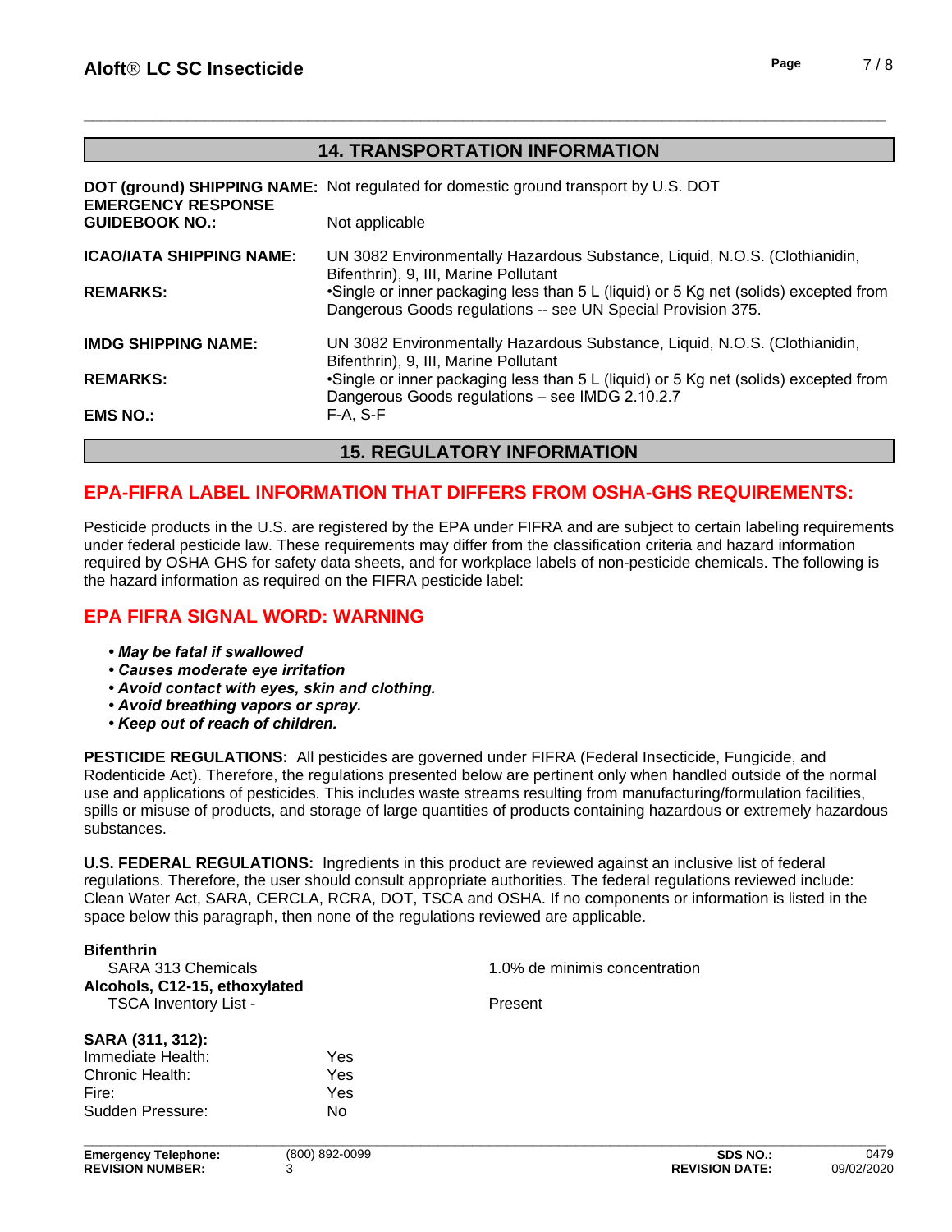## 14. TRANSPORTATION INFORMATION

**DOT (ground) SHIPPING NAME:** Not regulated for domestic ground transport by U.S. DOT

**EMERGENCY RESPONSE GUIDEBOOK NO.:** Not applicable

**ICAO/IATA SHIPPING NAME:** UN 3082 Environmentally Hazardous Substance, Liquid, N.O.S. (Clothianidin, Bifenthrin), 9, III, Marine Pollutant

**REMARKS:** •Single or inner packaging less than 5 L (liquid) or 5 Kg net (solids) excepted from Dangerous Goods regulations -- see UN Special Provision 375.

**IMDG SHIPPING NAME:** UN 3082 Environmentally Hazardous Substance, Liquid, N.O.S. (Clothianidin, Bifenthrin), 9, III, Marine Pollutant

**REMARKS:** •Single or inner packaging less than 5 L (liquid) or 5 Kg net (solids) excepted from Dangerous Goods regulations – see IMDG 2.10.2.7

**EMS NO.:** F-A, S-F

## 15. REGULATORY INFORMATION

### EPA-FIFRA LABEL INFORMATION THAT DIFFERS FROM OSHA-GHS REQUIREMENTS:

Pesticide products in the U.S. are registered by the EPA under FIFRA and are subject to certain labeling requirements under federal pesticide law. These requirements may differ from the classification criteria and hazard information required by OSHA GHS for safety data sheets, and for workplace labels of non-pesticide chemicals. The following is the hazard information as required on the FIFRA pesticide label:

### EPA FIFRA SIGNAL WORD: WARNING

- ***May be fatal if swallowed***
- ***Causes moderate eye irritation***
- ***Avoid contact with eyes, skin and clothing.***
- ***Avoid breathing vapors or spray.***
- ***Keep out of reach of children.***

**PESTICIDE REGULATIONS:** All pesticides are governed under FIFRA (Federal Insecticide, Fungicide, and Rodenticide Act). Therefore, the regulations presented below are pertinent only when handled outside of the normal use and applications of pesticides. This includes waste streams resulting from manufacturing/formulation facilities, spills or misuse of products, and storage of large quantities of products containing hazardous or extremely hazardous substances.

**U.S. FEDERAL REGULATIONS:** Ingredients in this product are reviewed against an inclusive list of federal regulations. Therefore, the user should consult appropriate authorities. The federal regulations reviewed include: Clean Water Act, SARA, CERCLA, RCRA, DOT, TSCA and OSHA. If no components or information is listed in the space below this paragraph, then none of the regulations reviewed are applicable.

**Bifenthrin**

| | |
|---|---|
| SARA 313 Chemicals | 1.0% de minimis concentration |

**Alcohols, C12-15, ethoxylated**

| | |
|---|---|
| TSCA Inventory List - | Present |

**SARA (311, 312):**

| | |
|---|---|
| Immediate Health: | Yes |
| Chronic Health: | Yes |
| Fire: | Yes |
| Sudden Pressure: | No |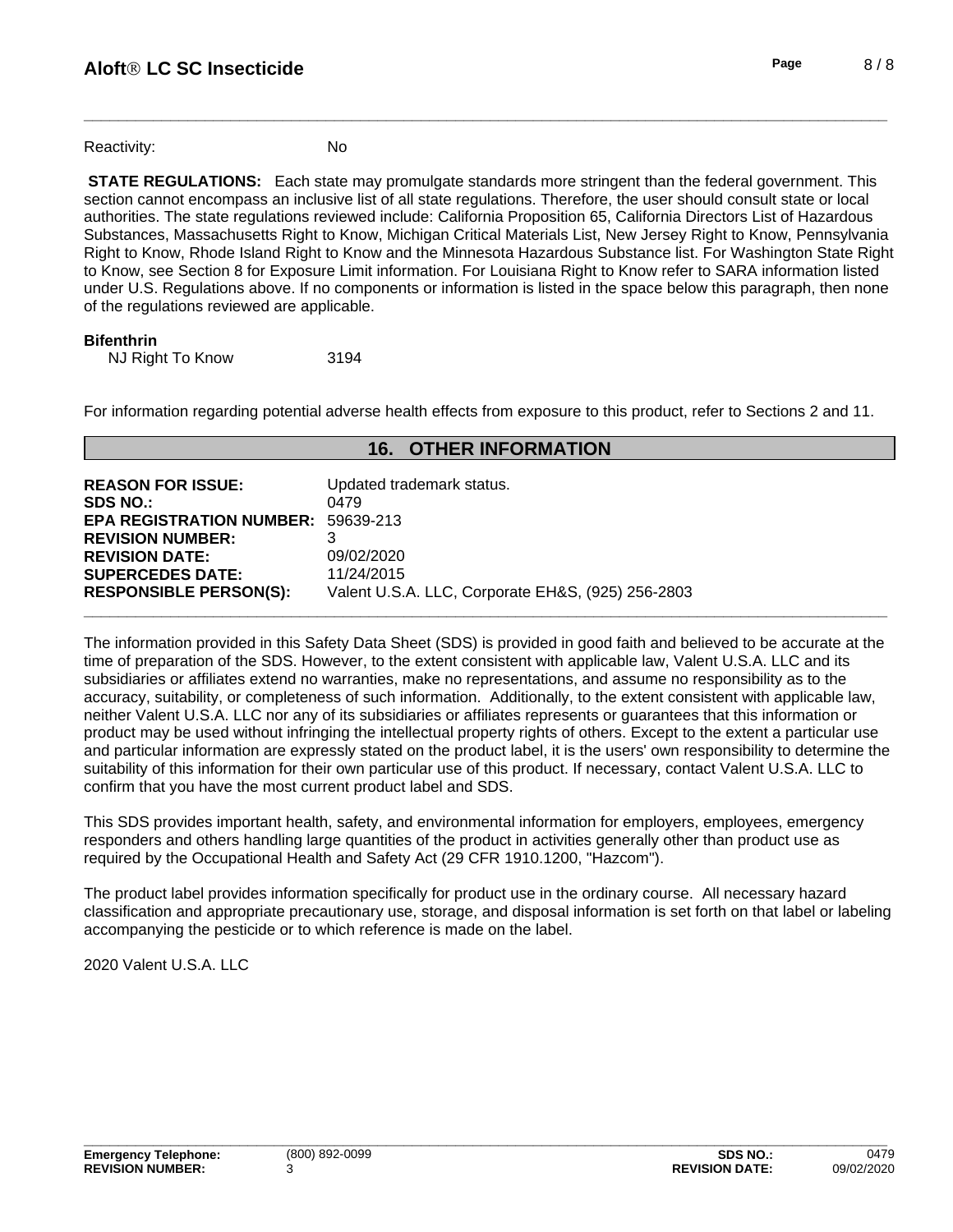Reactivity: No

**STATE REGULATIONS:** Each state may promulgate standards more stringent than the federal government. This section cannot encompass an inclusive list of all state regulations. Therefore, the user should consult state or local authorities. The state regulations reviewed include: California Proposition 65, California Directors List of Hazardous Substances, Massachusetts Right to Know, Michigan Critical Materials List, New Jersey Right to Know, Pennsylvania Right to Know, Rhode Island Right to Know and the Minnesota Hazardous Substance list. For Washington State Right to Know, see Section 8 for Exposure Limit information. For Louisiana Right to Know refer to SARA information listed under U.S. Regulations above. If no components or information is listed in the space below this paragraph, then none of the regulations reviewed are applicable.

**Bifenthrin**

NJ Right To Know 3194

For information regarding potential adverse health effects from exposure to this product, refer to Sections 2 and 11.

## 16. OTHER INFORMATION

| | |
|---|---|
| **REASON FOR ISSUE:** | Updated trademark status. |
| **SDS NO.:** | 0479 |
| **EPA REGISTRATION NUMBER:** | 59639-213 |
| **REVISION NUMBER:** | 3 |
| **REVISION DATE:** | 09/02/2020 |
| **SUPERCEDES DATE:** | 11/24/2015 |
| **RESPONSIBLE PERSON(S):** | Valent U.S.A. LLC, Corporate EH&S, (925) 256-2803 |

The information provided in this Safety Data Sheet (SDS) is provided in good faith and believed to be accurate at the time of preparation of the SDS. However, to the extent consistent with applicable law, Valent U.S.A. LLC and its subsidiaries or affiliates extend no warranties, make no representations, and assume no responsibility as to the accuracy, suitability, or completeness of such information. Additionally, to the extent consistent with applicable law, neither Valent U.S.A. LLC nor any of its subsidiaries or affiliates represents or guarantees that this information or product may be used without infringing the intellectual property rights of others. Except to the extent a particular use and particular information are expressly stated on the product label, it is the users' own responsibility to determine the suitability of this information for their own particular use of this product. If necessary, contact Valent U.S.A. LLC to confirm that you have the most current product label and SDS.

This SDS provides important health, safety, and environmental information for employers, employees, emergency responders and others handling large quantities of the product in activities generally other than product use as required by the Occupational Health and Safety Act (29 CFR 1910.1200, "Hazcom").

The product label provides information specifically for product use in the ordinary course. All necessary hazard classification and appropriate precautionary use, storage, and disposal information is set forth on that label or labeling accompanying the pesticide or to which reference is made on the label.

2020 Valent U.S.A. LLC